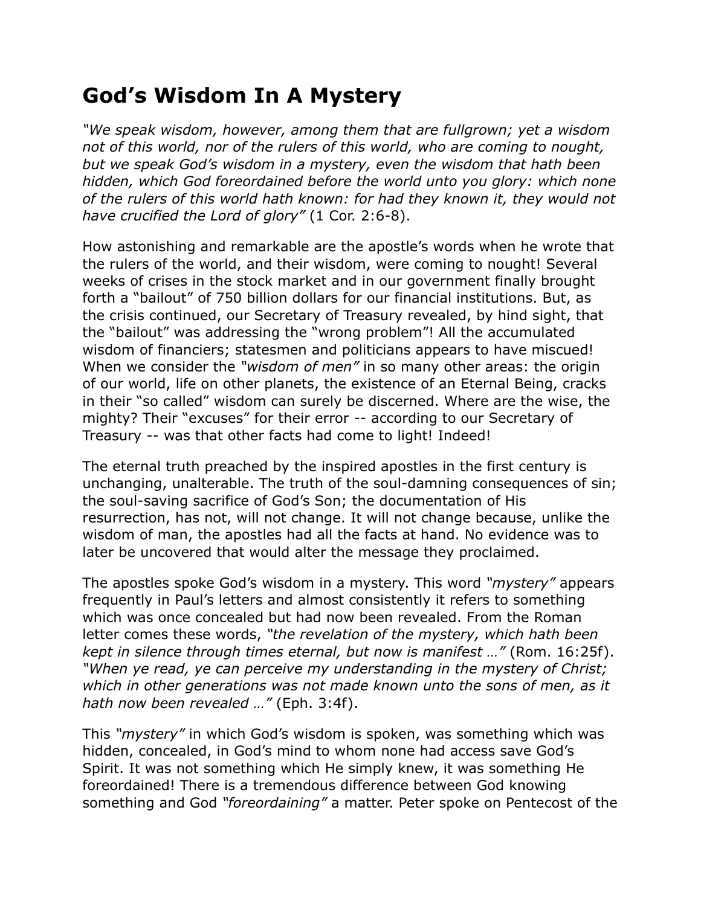# God's Wisdom In A Mystery

*"We speak wisdom, however, among them that are fullgrown; yet a wisdom not of this world, nor of the rulers of this world, who are coming to nought, but we speak God's wisdom in a mystery, even the wisdom that hath been hidden, which God foreordained before the world unto you glory: which none of the rulers of this world hath known: for had they known it, they would not have crucified the Lord of glory"* (1 Cor. 2:6-8).

How astonishing and remarkable are the apostle's words when he wrote that the rulers of the world, and their wisdom, were coming to nought! Several weeks of crises in the stock market and in our government finally brought forth a "bailout" of 750 billion dollars for our financial institutions. But, as the crisis continued, our Secretary of Treasury revealed, by hind sight, that the "bailout" was addressing the "wrong problem"! All the accumulated wisdom of financiers; statesmen and politicians appears to have miscued! When we consider the *"wisdom of men"* in so many other areas: the origin of our world, life on other planets, the existence of an Eternal Being, cracks in their "so called" wisdom can surely be discerned. Where are the wise, the mighty? Their "excuses" for their error -- according to our Secretary of Treasury -- was that other facts had come to light! Indeed!

The eternal truth preached by the inspired apostles in the first century is unchanging, unalterable. The truth of the soul-damning consequences of sin; the soul-saving sacrifice of God's Son; the documentation of His resurrection, has not, will not change. It will not change because, unlike the wisdom of man, the apostles had all the facts at hand. No evidence was to later be uncovered that would alter the message they proclaimed.

The apostles spoke God's wisdom in a mystery. This word *"mystery"* appears frequently in Paul's letters and almost consistently it refers to something which was once concealed but had now been revealed. From the Roman letter comes these words, *"the revelation of the mystery, which hath been kept in silence through times eternal, but now is manifest …"* (Rom. 16:25f). *"When ye read, ye can perceive my understanding in the mystery of Christ; which in other generations was not made known unto the sons of men, as it hath now been revealed …"* (Eph. 3:4f).

This *"mystery"* in which God's wisdom is spoken, was something which was hidden, concealed, in God's mind to whom none had access save God's Spirit. It was not something which He simply knew, it was something He foreordained! There is a tremendous difference between God knowing something and God *"foreordaining"* a matter. Peter spoke on Pentecost of the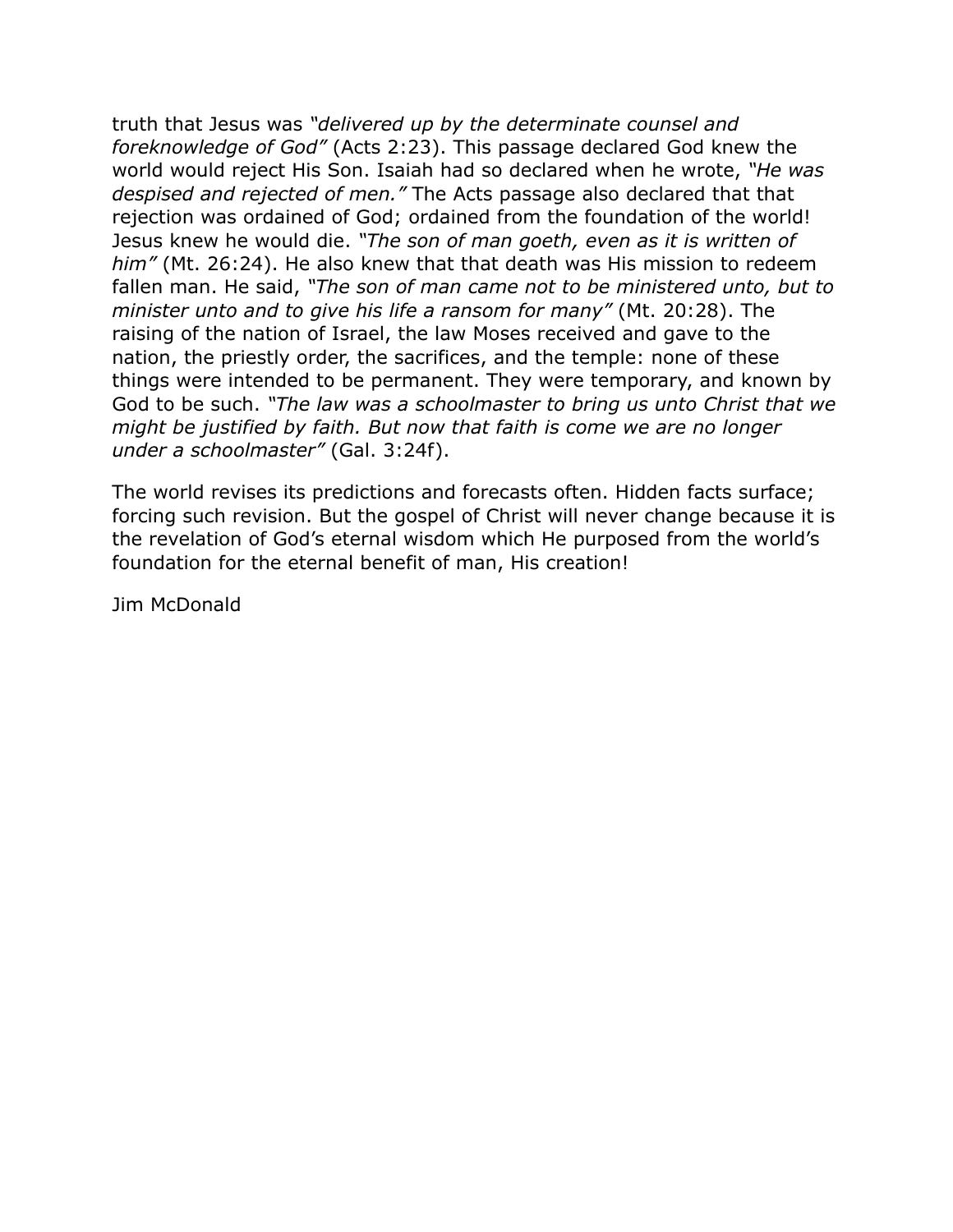truth that Jesus was *"delivered up by the determinate counsel and foreknowledge of God"* (Acts 2:23). This passage declared God knew the world would reject His Son. Isaiah had so declared when he wrote, *"He was despised and rejected of men."* The Acts passage also declared that that rejection was ordained of God; ordained from the foundation of the world! Jesus knew he would die. *"The son of man goeth, even as it is written of him"* (Mt. 26:24). He also knew that that death was His mission to redeem fallen man. He said, *"The son of man came not to be ministered unto, but to minister unto and to give his life a ransom for many"* (Mt. 20:28). The raising of the nation of Israel, the law Moses received and gave to the nation, the priestly order, the sacrifices, and the temple: none of these things were intended to be permanent. They were temporary, and known by God to be such. *"The law was a schoolmaster to bring us unto Christ that we might be justified by faith. But now that faith is come we are no longer under a schoolmaster"* (Gal. 3:24f).

The world revises its predictions and forecasts often. Hidden facts surface; forcing such revision. But the gospel of Christ will never change because it is the revelation of God's eternal wisdom which He purposed from the world's foundation for the eternal benefit of man, His creation!

Jim McDonald